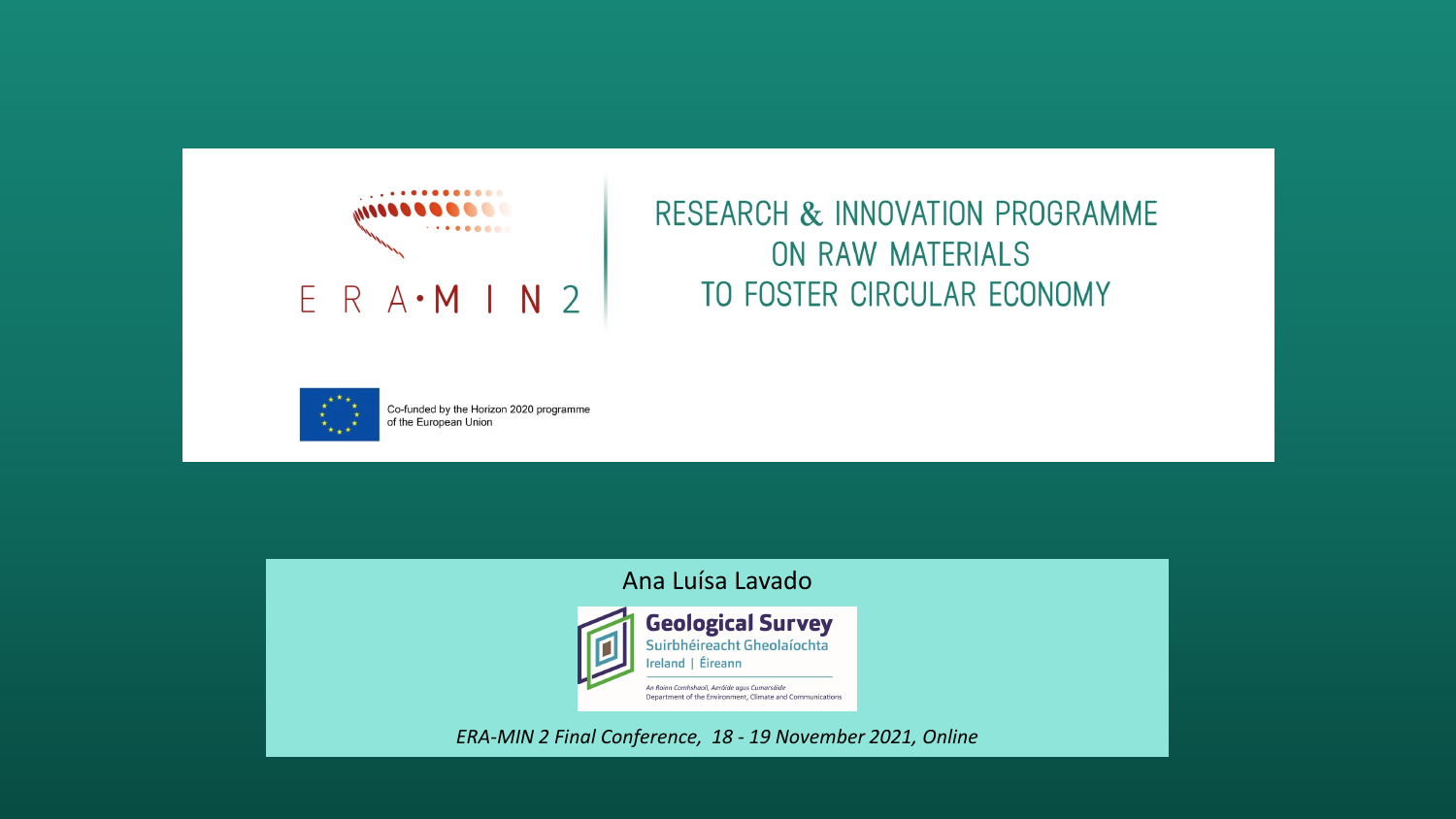ERA·MIN 2

# RESEARCH & INNOVATION PROGRAMME ON RAW MATERIALS TO FOSTER CIRCULAR ECONOMY

Co-funded by the Horizon 2020 programme of the European Union

Ana Luísa Lavado

Geological Survey
Suirbhéireacht Gheolaíochta
Ireland | Éireann

An Roinn Comhshaoil, Aeráide agus Cumarsáide
Department of the Environment, Climate and Communications

*ERA-MIN 2 Final Conference, 18 - 19 November 2021, Online*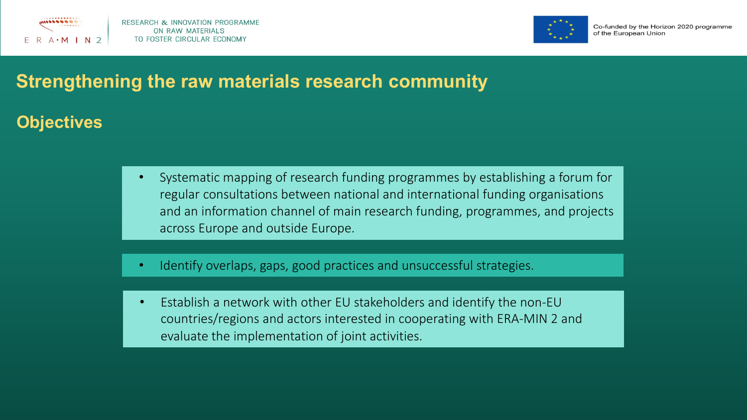# Strengthening the raw materials research community

## Objectives

- Systematic mapping of research funding programmes by establishing a forum for regular consultations between national and international funding organisations and an information channel of main research funding, programmes, and projects across Europe and outside Europe.

- Identify overlaps, gaps, good practices and unsuccessful strategies.

- Establish a network with other EU stakeholders and identify the non-EU countries/regions and actors interested in cooperating with ERA-MIN 2 and evaluate the implementation of joint activities.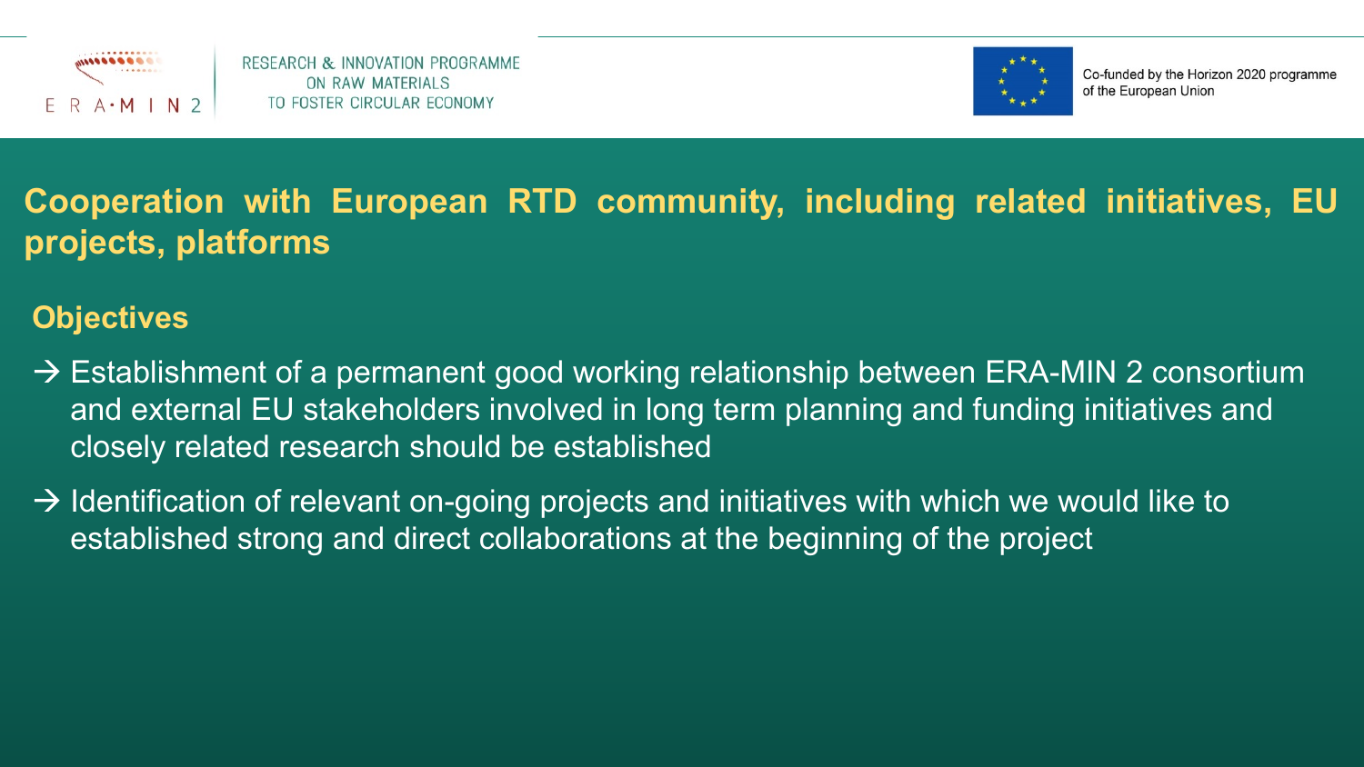## Cooperation with European RTD community, including related initiatives, EU projects, platforms

### Objectives

→ Establishment of a permanent good working relationship between ERA-MIN 2 consortium and external EU stakeholders involved in long term planning and funding initiatives and closely related research should be established

→ Identification of relevant on-going projects and initiatives with which we would like to established strong and direct collaborations at the beginning of the project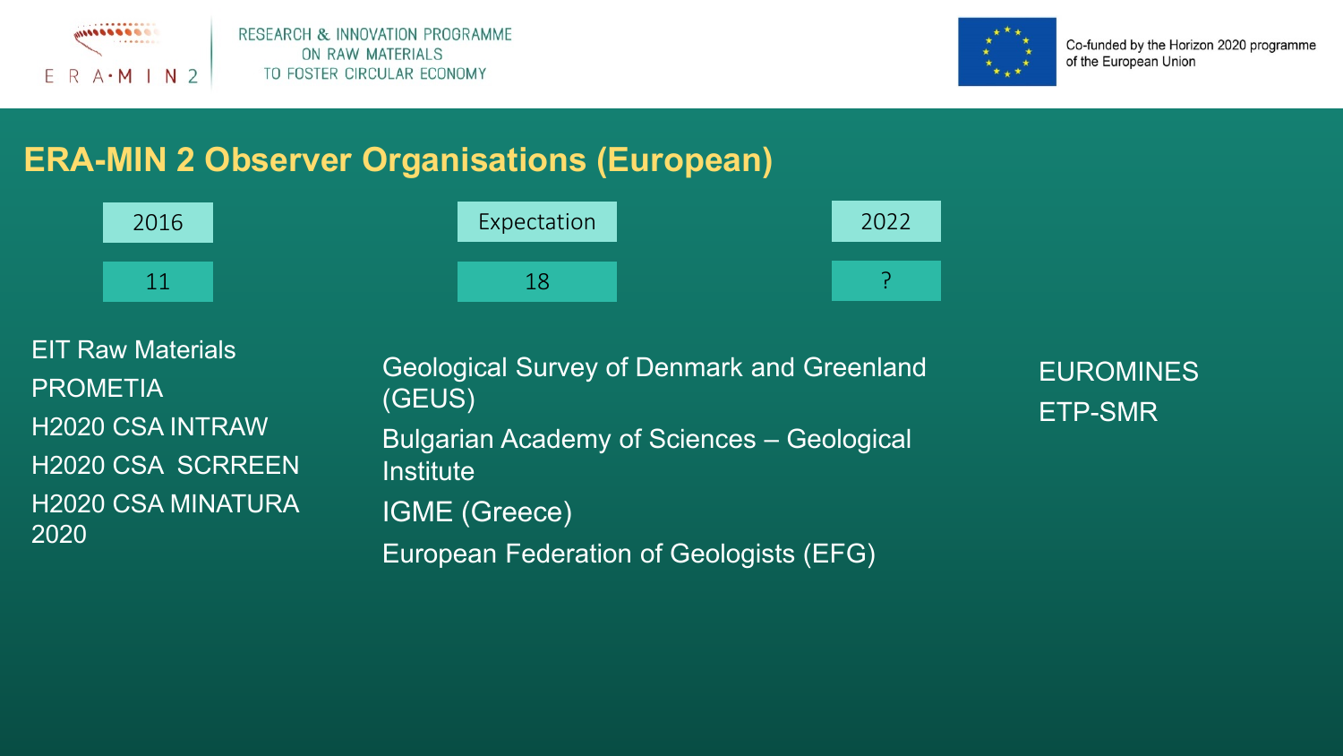# ERA-MIN 2 Observer Organisations (European)

| 2016 | Expectation | 2022 |
| --- | --- | --- |
| 11 | 18 | ? |

- EIT Raw Materials
- PROMETIA
- H2020 CSA INTRAW
- H2020 CSA SCRREEN
- H2020 CSA MINATURA 2020

- Geological Survey of Denmark and Greenland (GEUS)
- Bulgarian Academy of Sciences – Geological Institute
- IGME (Greece)
- European Federation of Geologists (EFG)

- EUROMINES
- ETP-SMR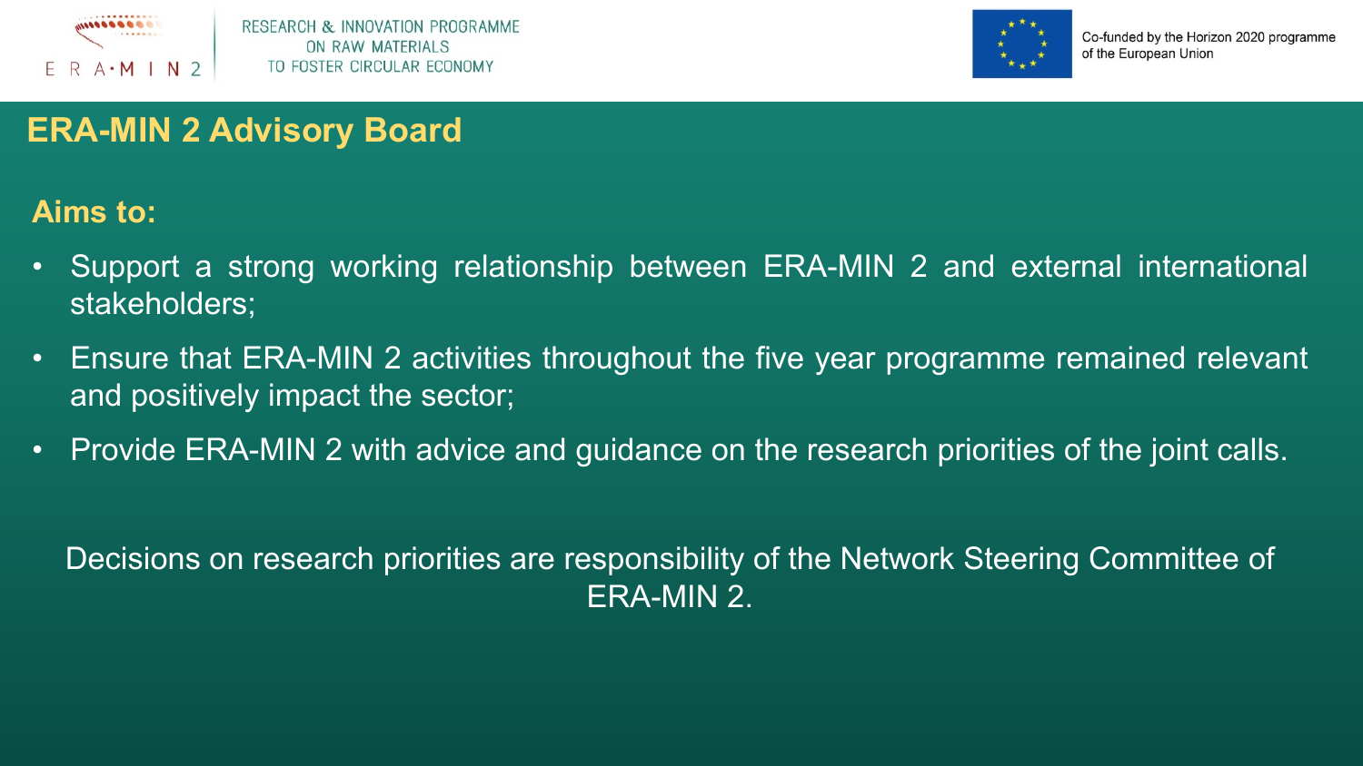## ERA-MIN 2 Advisory Board

**Aims to:**

- Support a strong working relationship between ERA-MIN 2 and external international stakeholders;
- Ensure that ERA-MIN 2 activities throughout the five year programme remained relevant and positively impact the sector;
- Provide ERA-MIN 2 with advice and guidance on the research priorities of the joint calls.

Decisions on research priorities are responsibility of the Network Steering Committee of ERA-MIN 2.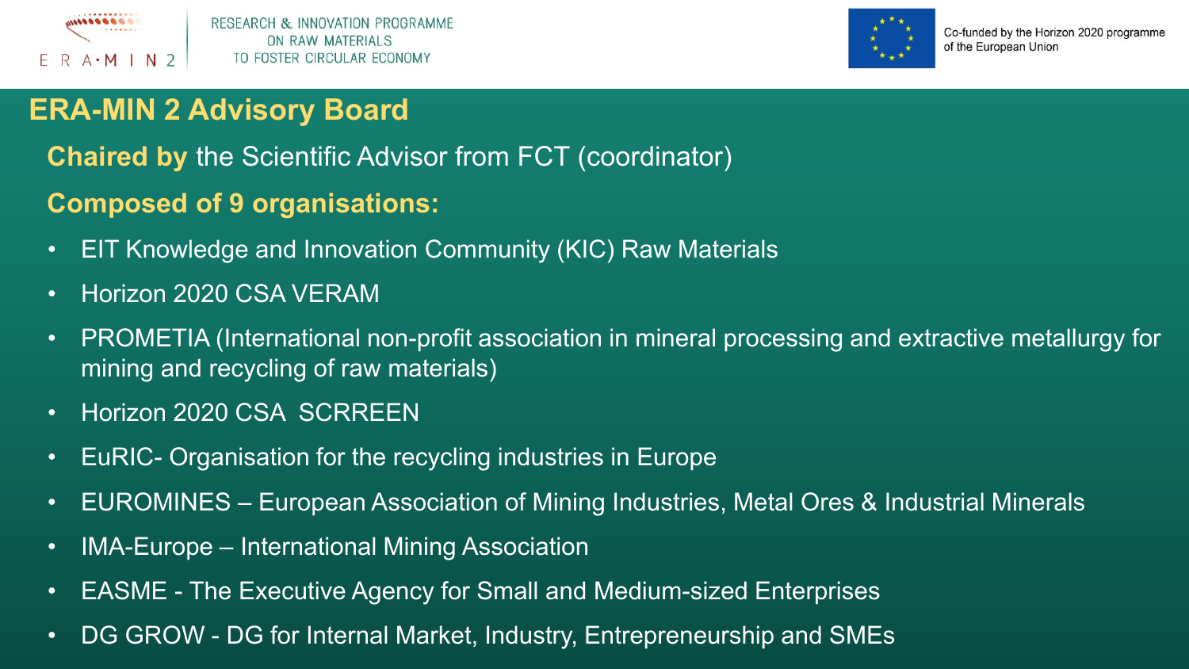## ERA-MIN 2 Advisory Board

**Chaired by** the Scientific Advisor from FCT (coordinator)

**Composed of 9 organisations:**

- EIT Knowledge and Innovation Community (KIC) Raw Materials
- Horizon 2020 CSA VERAM
- PROMETIA (International non-profit association in mineral processing and extractive metallurgy for mining and recycling of raw materials)
- Horizon 2020 CSA SCRREEN
- EuRIC- Organisation for the recycling industries in Europe
- EUROMINES – European Association of Mining Industries, Metal Ores & Industrial Minerals
- IMA-Europe – International Mining Association
- EASME - The Executive Agency for Small and Medium-sized Enterprises
- DG GROW - DG for Internal Market, Industry, Entrepreneurship and SMEs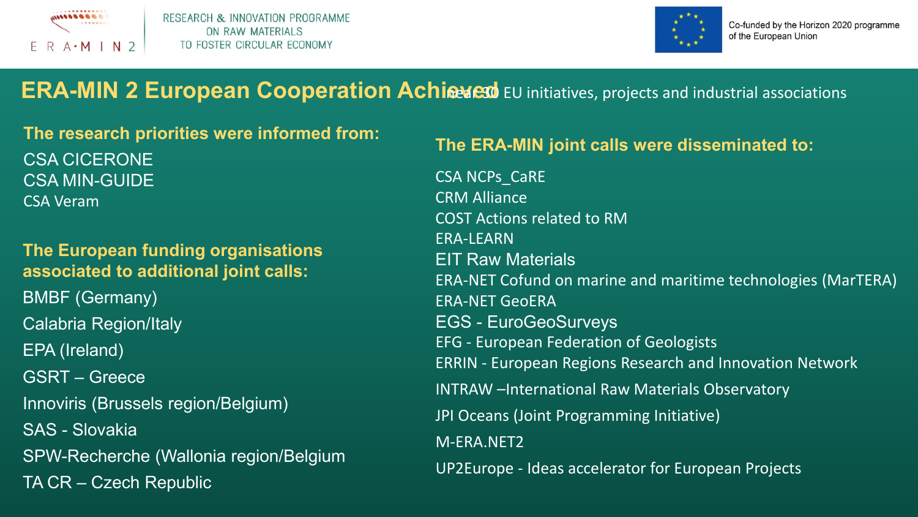# ERA-MIN 2 European Cooperation Achieved

near 30 EU initiatives, projects and industrial associations

**The research priorities were informed from:**

CSA CICERONE
CSA MIN-GUIDE
CSA Veram

**The European funding organisations associated to additional joint calls:**

BMBF (Germany)
Calabria Region/Italy
EPA (Ireland)
GSRT – Greece
Innoviris (Brussels region/Belgium)
SAS - Slovakia
SPW-Recherche (Wallonia region/Belgium
TA CR – Czech Republic

**The ERA-MIN joint calls were disseminated to:**

CSA NCPs_CaRE
CRM Alliance
COST Actions related to RM
ERA-LEARN
EIT Raw Materials
ERA-NET Cofund on marine and maritime technologies (MarTERA)
ERA-NET GeoERA
EGS - EuroGeoSurveys
EFG - European Federation of Geologists
ERRIN - European Regions Research and Innovation Network
INTRAW –International Raw Materials Observatory
JPI Oceans (Joint Programming Initiative)
M-ERA.NET2
UP2Europe - Ideas accelerator for European Projects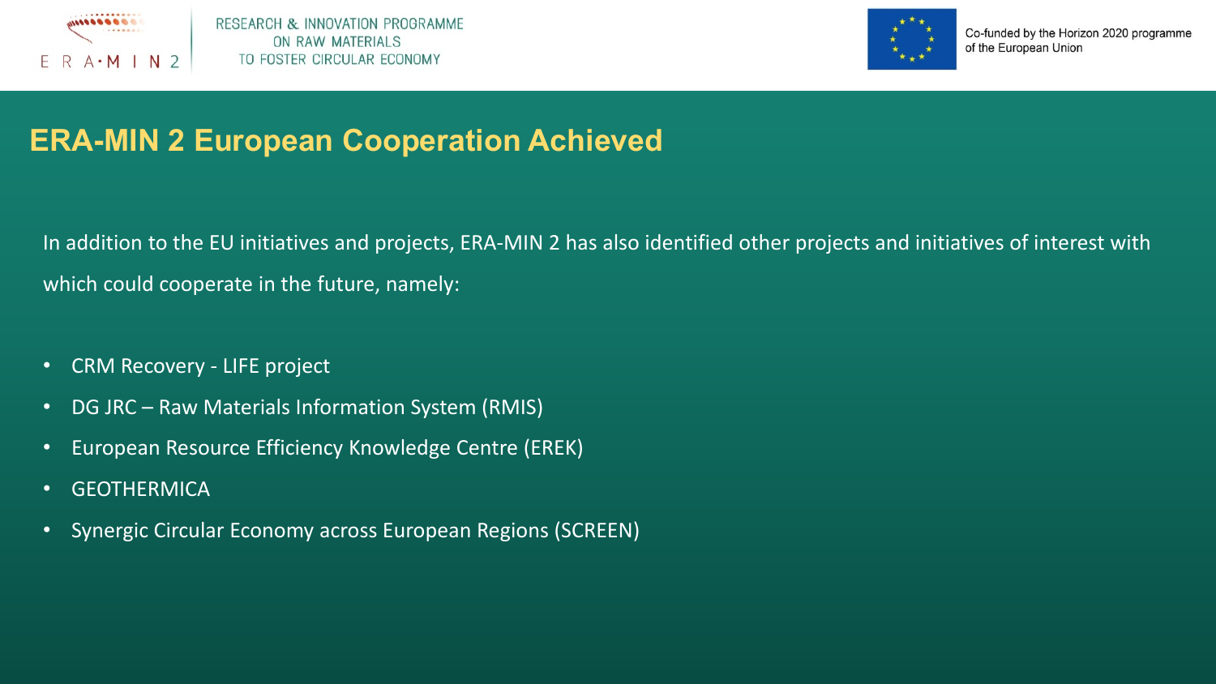## ERA-MIN 2 European Cooperation Achieved

In addition to the EU initiatives and projects, ERA-MIN 2 has also identified other projects and initiatives of interest with which could cooperate in the future, namely:

- CRM Recovery - LIFE project
- DG JRC – Raw Materials Information System (RMIS)
- European Resource Efficiency Knowledge Centre (EREK)
- GEOTHERMICA
- Synergic Circular Economy across European Regions (SCREEN)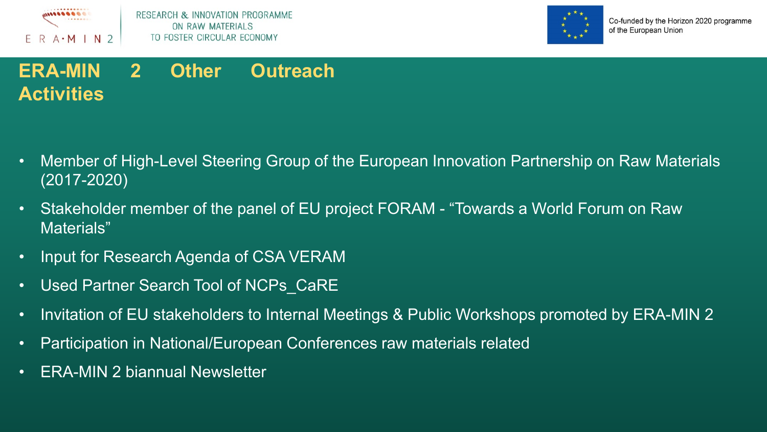# ERA-MIN 2 Other Outreach Activities

- Member of High-Level Steering Group of the European Innovation Partnership on Raw Materials (2017-2020)
- Stakeholder member of the panel of EU project FORAM - “Towards a World Forum on Raw Materials”
- Input for Research Agenda of CSA VERAM
- Used Partner Search Tool of NCPs_CaRE
- Invitation of EU stakeholders to Internal Meetings & Public Workshops promoted by ERA-MIN 2
- Participation in National/European Conferences raw materials related
- ERA-MIN 2 biannual Newsletter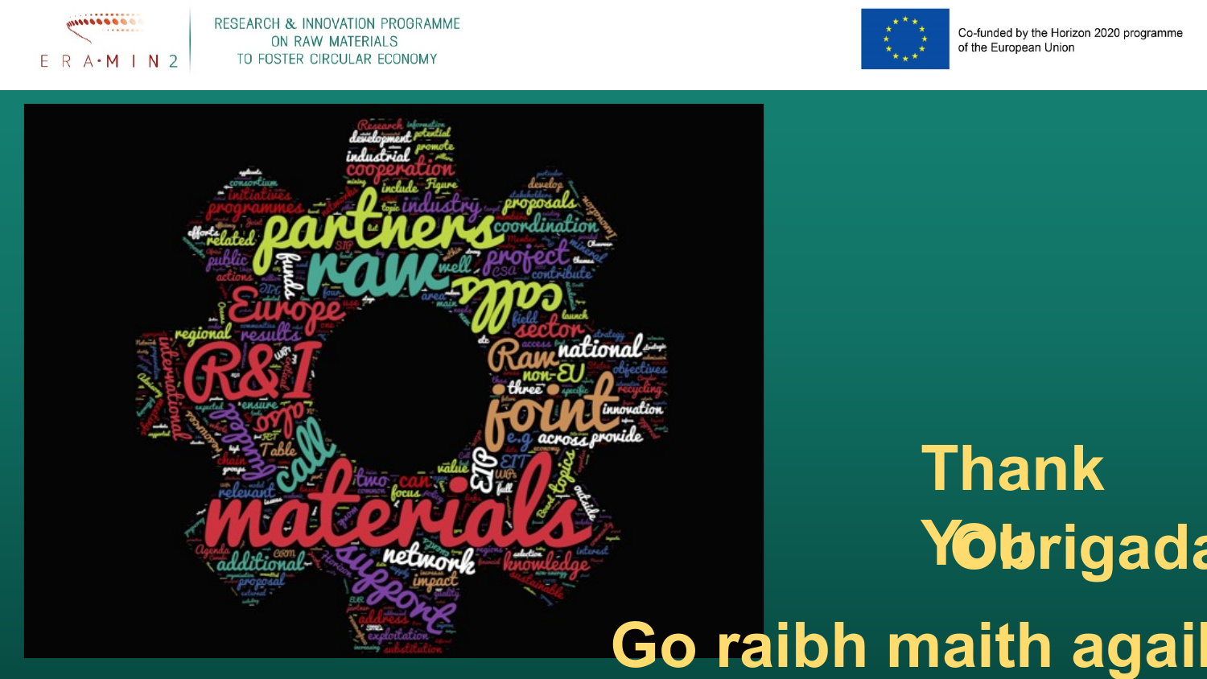Thank You

Obrigada

Go raibh maith agai